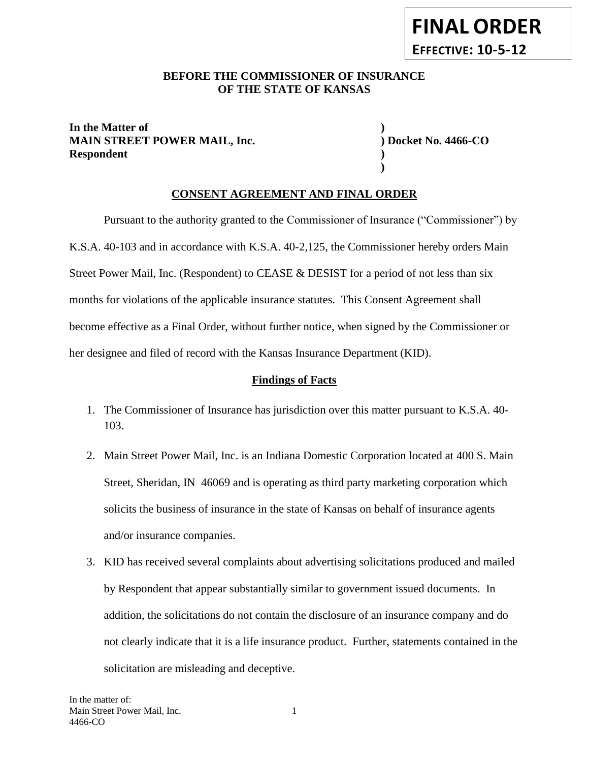**FINAL ORDER**
**EFFECTIVE: 10-5-12**

**BEFORE THE COMMISSIONER OF INSURANCE**
**OF THE STATE OF KANSAS**

**In the Matter of** )
**MAIN STREET POWER MAIL, Inc.** ) **Docket No. 4466-CO**
**Respondent** )
)

## CONSENT AGREEMENT AND FINAL ORDER

Pursuant to the authority granted to the Commissioner of Insurance ("Commissioner") by K.S.A. 40-103 and in accordance with K.S.A. 40-2,125, the Commissioner hereby orders Main Street Power Mail, Inc. (Respondent) to CEASE & DESIST for a period of not less than six months for violations of the applicable insurance statutes. This Consent Agreement shall become effective as a Final Order, without further notice, when signed by the Commissioner or her designee and filed of record with the Kansas Insurance Department (KID).

## Findings of Facts

1. The Commissioner of Insurance has jurisdiction over this matter pursuant to K.S.A. 40-103.
2. Main Street Power Mail, Inc. is an Indiana Domestic Corporation located at 400 S. Main Street, Sheridan, IN 46069 and is operating as third party marketing corporation which solicits the business of insurance in the state of Kansas on behalf of insurance agents and/or insurance companies.
3. KID has received several complaints about advertising solicitations produced and mailed by Respondent that appear substantially similar to government issued documents. In addition, the solicitations do not contain the disclosure of an insurance company and do not clearly indicate that it is a life insurance product. Further, statements contained in the solicitation are misleading and deceptive.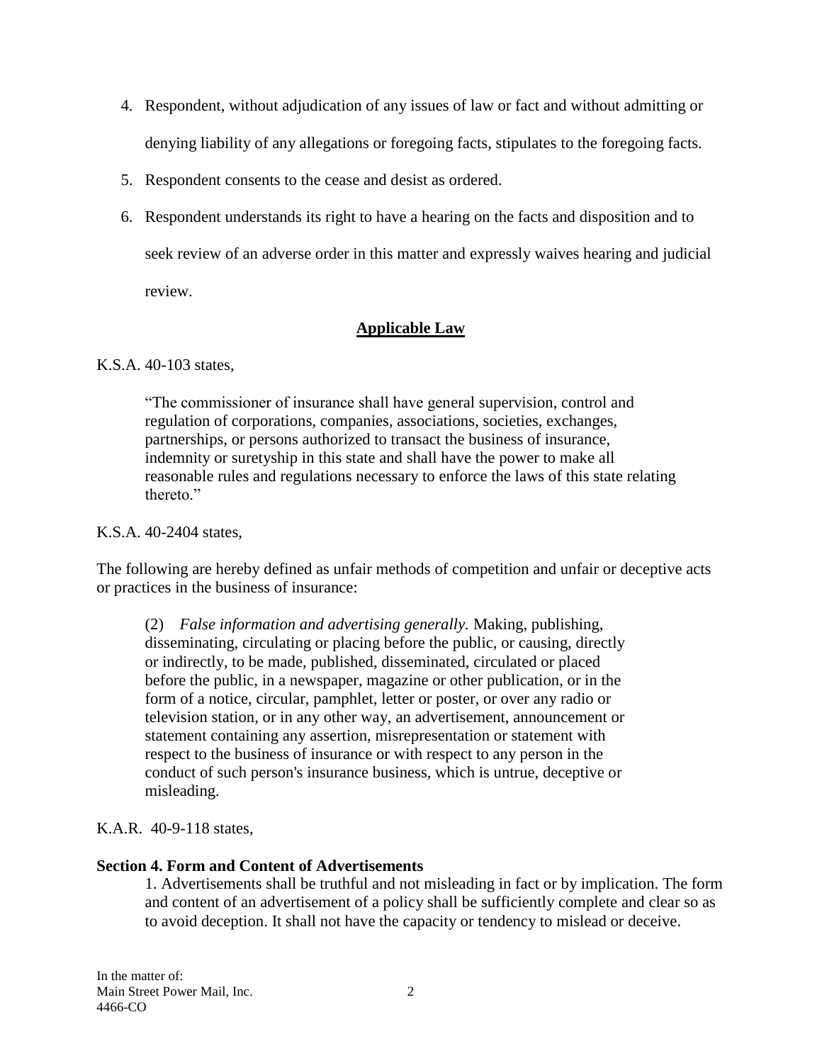4. Respondent, without adjudication of any issues of law or fact and without admitting or denying liability of any allegations or foregoing facts, stipulates to the foregoing facts.
5. Respondent consents to the cease and desist as ordered.
6. Respondent understands its right to have a hearing on the facts and disposition and to seek review of an adverse order in this matter and expressly waives hearing and judicial review.

## Applicable Law

K.S.A. 40-103 states,

> "The commissioner of insurance shall have general supervision, control and regulation of corporations, companies, associations, societies, exchanges, partnerships, or persons authorized to transact the business of insurance, indemnity or suretyship in this state and shall have the power to make all reasonable rules and regulations necessary to enforce the laws of this state relating thereto."

K.S.A. 40-2404 states,

The following are hereby defined as unfair methods of competition and unfair or deceptive acts or practices in the business of insurance:

> (2) *False information and advertising generally.* Making, publishing, disseminating, circulating or placing before the public, or causing, directly or indirectly, to be made, published, disseminated, circulated or placed before the public, in a newspaper, magazine or other publication, or in the form of a notice, circular, pamphlet, letter or poster, or over any radio or television station, or in any other way, an advertisement, announcement or statement containing any assertion, misrepresentation or statement with respect to the business of insurance or with respect to any person in the conduct of such person's insurance business, which is untrue, deceptive or misleading.

K.A.R. 40-9-118 states,

**Section 4. Form and Content of Advertisements**

> 1. Advertisements shall be truthful and not misleading in fact or by implication. The form and content of an advertisement of a policy shall be sufficiently complete and clear so as to avoid deception. It shall not have the capacity or tendency to mislead or deceive.

In the matter of:
Main Street Power Mail, Inc.
4466-CO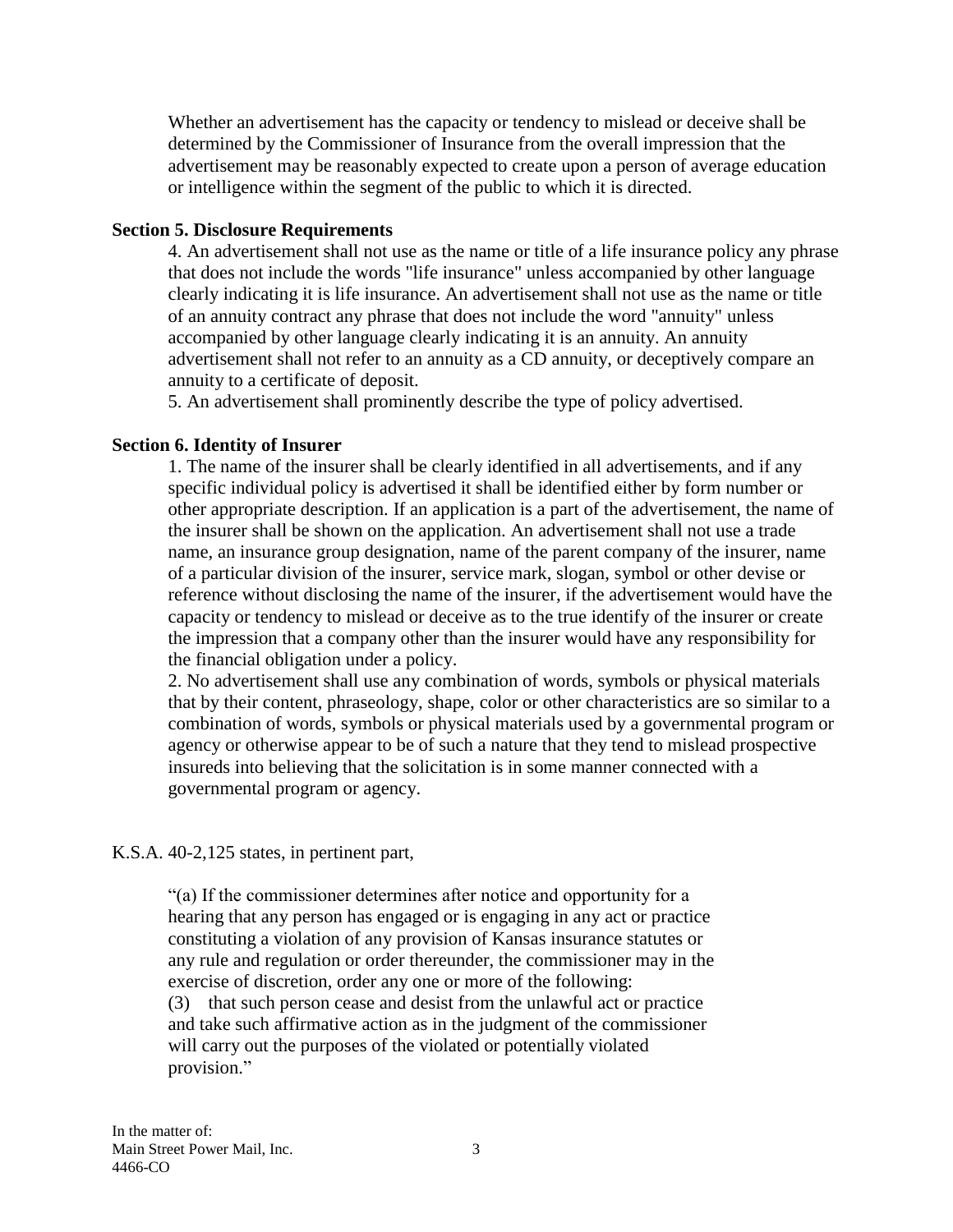Whether an advertisement has the capacity or tendency to mislead or deceive shall be determined by the Commissioner of Insurance from the overall impression that the advertisement may be reasonably expected to create upon a person of average education or intelligence within the segment of the public to which it is directed.

**Section 5. Disclosure Requirements**

4. An advertisement shall not use as the name or title of a life insurance policy any phrase that does not include the words "life insurance" unless accompanied by other language clearly indicating it is life insurance. An advertisement shall not use as the name or title of an annuity contract any phrase that does not include the word "annuity" unless accompanied by other language clearly indicating it is an annuity. An annuity advertisement shall not refer to an annuity as a CD annuity, or deceptively compare an annuity to a certificate of deposit.

5. An advertisement shall prominently describe the type of policy advertised.

**Section 6. Identity of Insurer**

1. The name of the insurer shall be clearly identified in all advertisements, and if any specific individual policy is advertised it shall be identified either by form number or other appropriate description. If an application is a part of the advertisement, the name of the insurer shall be shown on the application. An advertisement shall not use a trade name, an insurance group designation, name of the parent company of the insurer, name of a particular division of the insurer, service mark, slogan, symbol or other devise or reference without disclosing the name of the insurer, if the advertisement would have the capacity or tendency to mislead or deceive as to the true identify of the insurer or create the impression that a company other than the insurer would have any responsibility for the financial obligation under a policy.

2. No advertisement shall use any combination of words, symbols or physical materials that by their content, phraseology, shape, color or other characteristics are so similar to a combination of words, symbols or physical materials used by a governmental program or agency or otherwise appear to be of such a nature that they tend to mislead prospective insureds into believing that the solicitation is in some manner connected with a governmental program or agency.

K.S.A. 40-2,125 states, in pertinent part,

> "(a) If the commissioner determines after notice and opportunity for a hearing that any person has engaged or is engaging in any act or practice constituting a violation of any provision of Kansas insurance statutes or any rule and regulation or order thereunder, the commissioner may in the exercise of discretion, order any one or more of the following:
>
> (3) that such person cease and desist from the unlawful act or practice and take such affirmative action as in the judgment of the commissioner will carry out the purposes of the violated or potentially violated provision."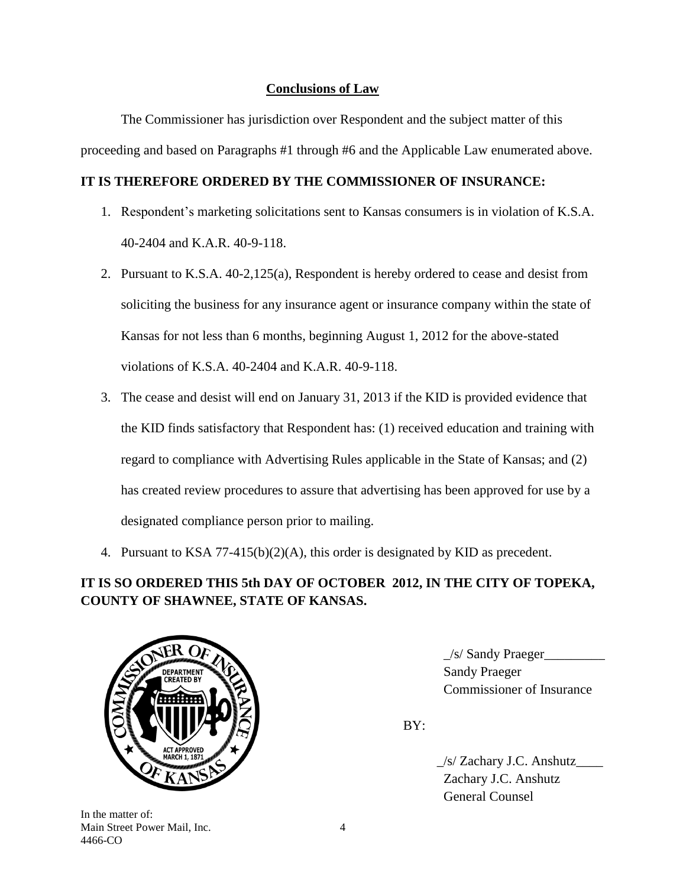## Conclusions of Law

The Commissioner has jurisdiction over Respondent and the subject matter of this proceeding and based on Paragraphs #1 through #6 and the Applicable Law enumerated above.

**IT IS THEREFORE ORDERED BY THE COMMISSIONER OF INSURANCE:**

1. Respondent's marketing solicitations sent to Kansas consumers is in violation of K.S.A. 40-2404 and K.A.R. 40-9-118.
2. Pursuant to K.S.A. 40-2,125(a), Respondent is hereby ordered to cease and desist from soliciting the business for any insurance agent or insurance company within the state of Kansas for not less than 6 months, beginning August 1, 2012 for the above-stated violations of K.S.A. 40-2404 and K.A.R. 40-9-118.
3. The cease and desist will end on January 31, 2013 if the KID is provided evidence that the KID finds satisfactory that Respondent has: (1) received education and training with regard to compliance with Advertising Rules applicable in the State of Kansas; and (2) has created review procedures to assure that advertising has been approved for use by a designated compliance person prior to mailing.
4. Pursuant to KSA 77-415(b)(2)(A), this order is designated by KID as precedent.

**IT IS SO ORDERED THIS 5th DAY OF OCTOBER 2012, IN THE CITY OF TOPEKA, COUNTY OF SHAWNEE, STATE OF KANSAS.**

_/s/ Sandy Praeger_________
Sandy Praeger
Commissioner of Insurance

BY:

_/s/ Zachary J.C. Anshutz____
Zachary J.C. Anshutz
General Counsel

In the matter of:
Main Street Power Mail, Inc.
4466-CO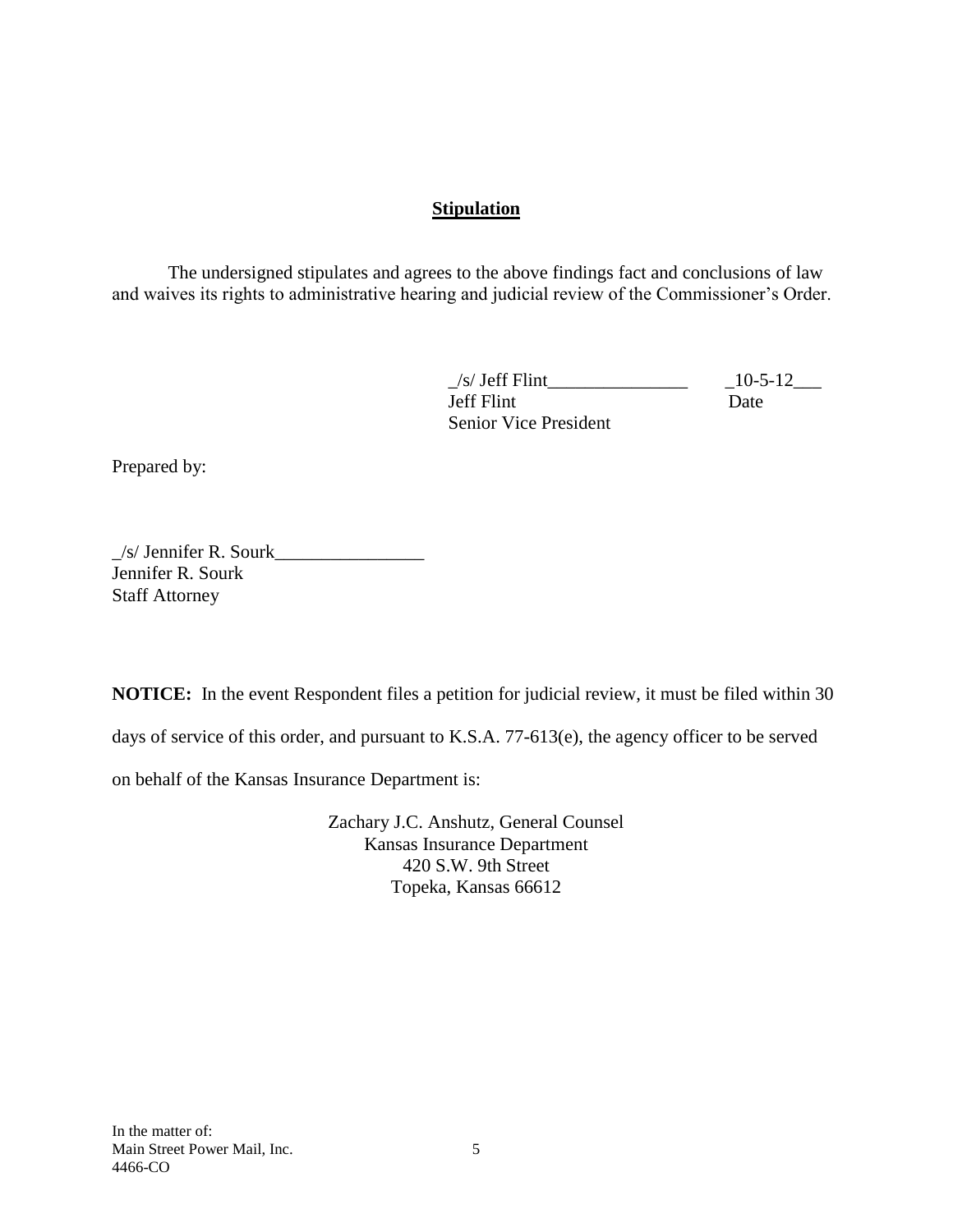**Stipulation**

The undersigned stipulates and agrees to the above findings fact and conclusions of law and waives its rights to administrative hearing and judicial review of the Commissioner's Order.

_/s/ Jeff Flint_______________ _10-5-12___
Jeff Flint Date
Senior Vice President

Prepared by:

_/s/ Jennifer R. Sourk________________
Jennifer R. Sourk
Staff Attorney

**NOTICE:** In the event Respondent files a petition for judicial review, it must be filed within 30 days of service of this order, and pursuant to K.S.A. 77-613(e), the agency officer to be served on behalf of the Kansas Insurance Department is:

Zachary J.C. Anshutz, General Counsel
Kansas Insurance Department
420 S.W. 9th Street
Topeka, Kansas 66612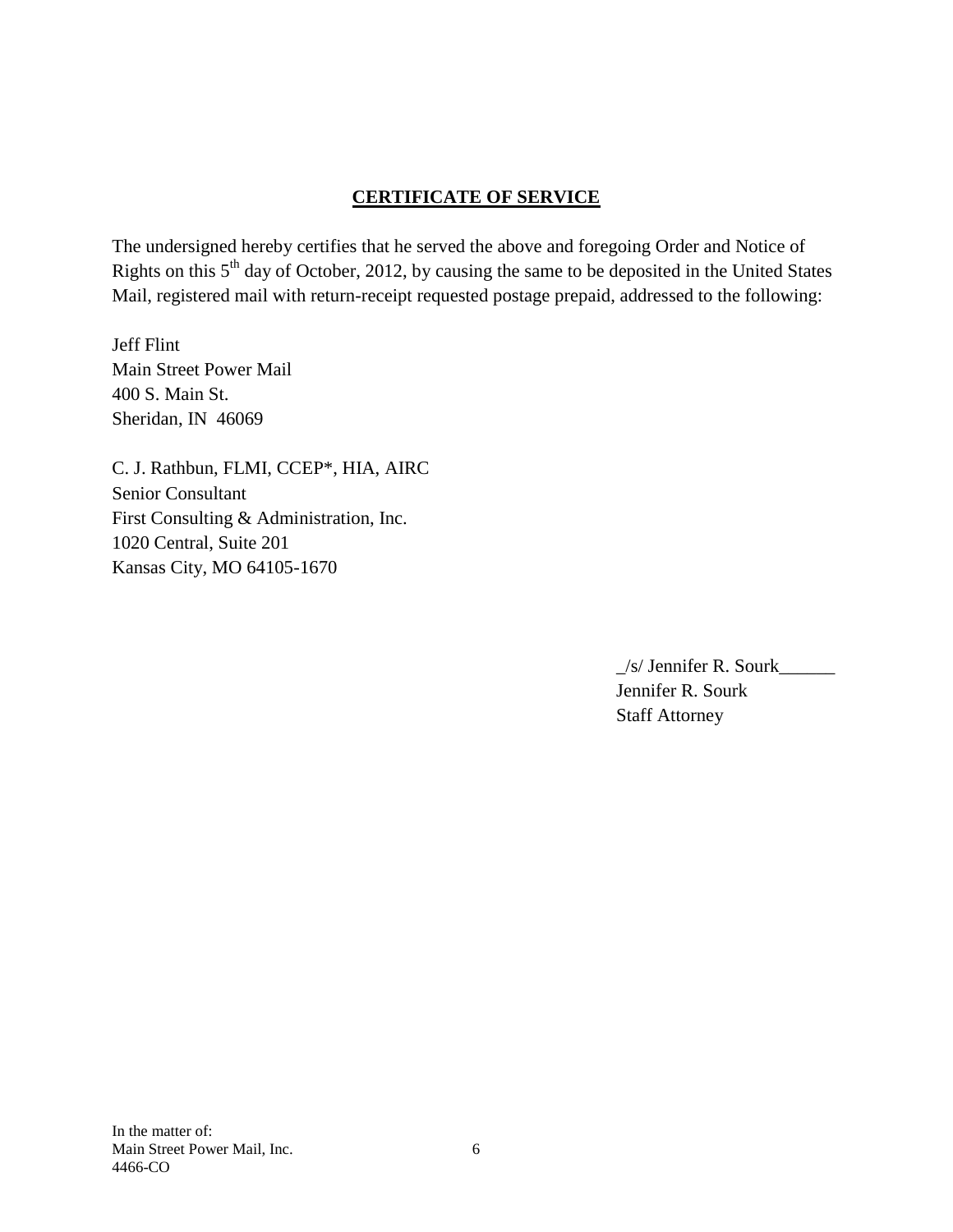## CERTIFICATE OF SERVICE

The undersigned hereby certifies that he served the above and foregoing Order and Notice of Rights on this 5th day of October, 2012, by causing the same to be deposited in the United States Mail, registered mail with return-receipt requested postage prepaid, addressed to the following:

Jeff Flint
Main Street Power Mail
400 S. Main St.
Sheridan, IN 46069

C. J. Rathbun, FLMI, CCEP*, HIA, AIRC
Senior Consultant
First Consulting & Administration, Inc.
1020 Central, Suite 201
Kansas City, MO 64105-1670

_/s/ Jennifer R. Sourk______
Jennifer R. Sourk
Staff Attorney